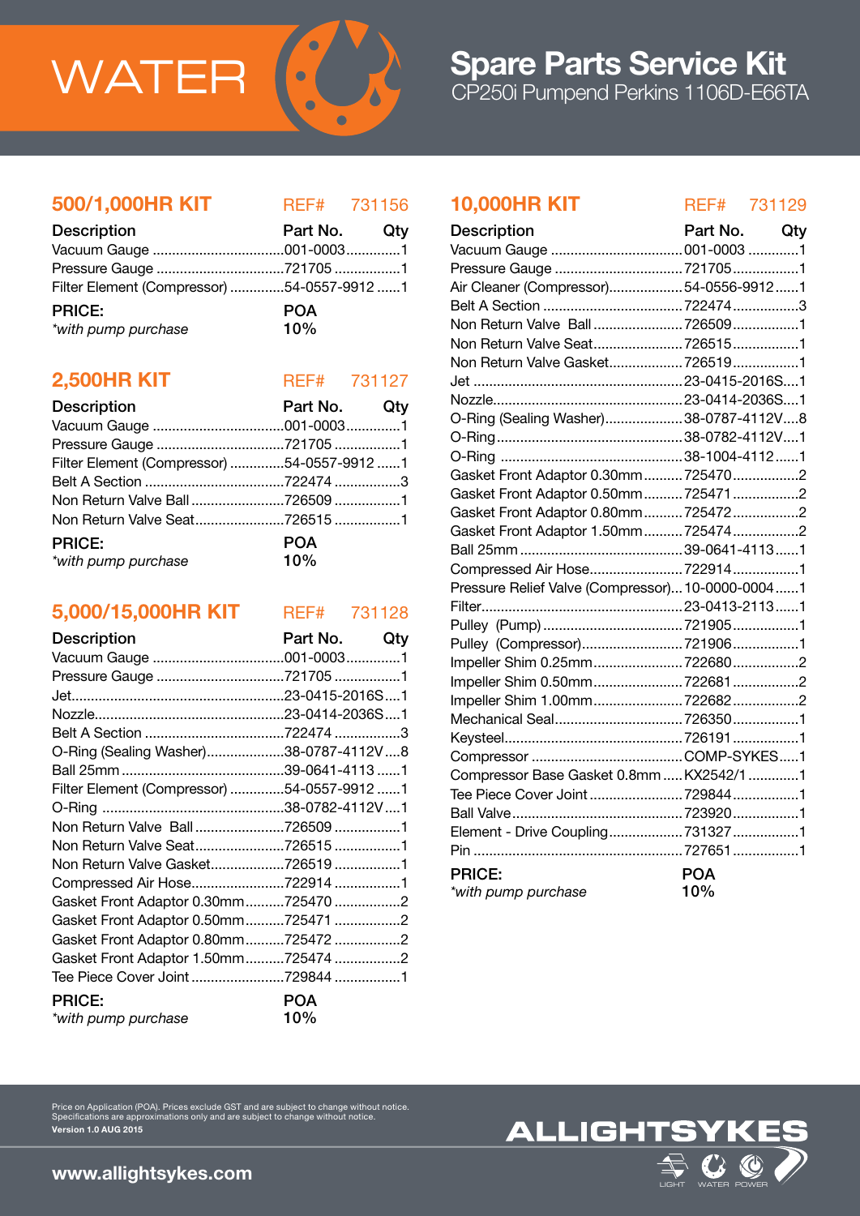WATER

# Spare Parts Service Kit

## CP250i Pumpend Perkins 1106D-E66TA

### 500/1,000HR KIT — REF# 731156

| Description | Part No. | Qty |
|---|---|---|
| Vacuum Gauge | 001-0003 | 1 |
| Pressure Gauge | 721705 | 1 |
| Filter Element (Compressor) | 54-0557-9912 | 1 |

**PRICE:** POA
*\*with pump purchase* 10%

### 2,500HR KIT — REF# 731127

| Description | Part No. | Qty |
|---|---|---|
| Vacuum Gauge | 001-0003 | 1 |
| Pressure Gauge | 721705 | 1 |
| Filter Element (Compressor) | 54-0557-9912 | 1 |
| Belt A Section | 722474 | 3 |
| Non Return Valve Ball | 726509 | 1 |
| Non Return Valve Seat | 726515 | 1 |

**PRICE:** POA
*\*with pump purchase* 10%

### 5,000/15,000HR KIT — REF# 731128

| Description | Part No. | Qty |
|---|---|---|
| Vacuum Gauge | 001-0003 | 1 |
| Pressure Gauge | 721705 | 1 |
| Jet | 23-0415-2016S | 1 |
| Nozzle | 23-0414-2036S | 1 |
| Belt A Section | 722474 | 3 |
| O-Ring (Sealing Washer) | 38-0787-4112V | 8 |
| Ball 25mm | 39-0641-4113 | 1 |
| Filter Element (Compressor) | 54-0557-9912 | 1 |
| O-Ring | 38-0782-4112V | 1 |
| Non Return Valve Ball | 726509 | 1 |
| Non Return Valve Seat | 726515 | 1 |
| Non Return Valve Gasket | 726519 | 1 |
| Compressed Air Hose | 722914 | 1 |
| Gasket Front Adaptor 0.30mm | 725470 | 2 |
| Gasket Front Adaptor 0.50mm | 725471 | 2 |
| Gasket Front Adaptor 0.80mm | 725472 | 2 |
| Gasket Front Adaptor 1.50mm | 725474 | 2 |
| Tee Piece Cover Joint | 729844 | 1 |

**PRICE:** POA
*\*with pump purchase* 10%

### 10,000HR KIT — REF# 731129

| Description | Part No. | Qty |
|---|---|---|
| Vacuum Gauge | 001-0003 | 1 |
| Pressure Gauge | 721705 | 1 |
| Air Cleaner (Compressor) | 54-0556-9912 | 1 |
| Belt A Section | 722474 | 3 |
| Non Return Valve Ball | 726509 | 1 |
| Non Return Valve Seat | 726515 | 1 |
| Non Return Valve Gasket | 726519 | 1 |
| Jet | 23-0415-2016S | 1 |
| Nozzle | 23-0414-2036S | 1 |
| O-Ring (Sealing Washer) | 38-0787-4112V | 8 |
| O-Ring | 38-0782-4112V | 1 |
| O-Ring | 38-1004-4112 | 1 |
| Gasket Front Adaptor 0.30mm | 725470 | 2 |
| Gasket Front Adaptor 0.50mm | 725471 | 2 |
| Gasket Front Adaptor 0.80mm | 725472 | 2 |
| Gasket Front Adaptor 1.50mm | 725474 | 2 |
| Ball 25mm | 39-0641-4113 | 1 |
| Compressed Air Hose | 722914 | 1 |
| Pressure Relief Valve (Compressor) | 10-0000-0004 | 1 |
| Filter | 23-0413-2113 | 1 |
| Pulley (Pump) | 721905 | 1 |
| Pulley (Compressor) | 721906 | 1 |
| Impeller Shim 0.25mm | 722680 | 2 |
| Impeller Shim 0.50mm | 722681 | 2 |
| Impeller Shim 1.00mm | 722682 | 2 |
| Mechanical Seal | 726350 | 1 |
| Keysteel | 726191 | 1 |
| Compressor | COMP-SYKES | 1 |
| Compressor Base Gasket 0.8mm | KX2542/1 | 1 |
| Tee Piece Cover Joint | 729844 | 1 |
| Ball Valve | 723920 | 1 |
| Element - Drive Coupling | 731327 | 1 |
| Pin | 727651 | 1 |

**PRICE:** POA
*\*with pump purchase* 10%

Price on Application (POA). Prices exclude GST and are subject to change without notice.
Specifications are approximations only and are subject to change without notice.
**Version 1.0 AUG 2015**

**www.allightsykes.com**

ALLIGHTSYKES — LIGHT WATER POWER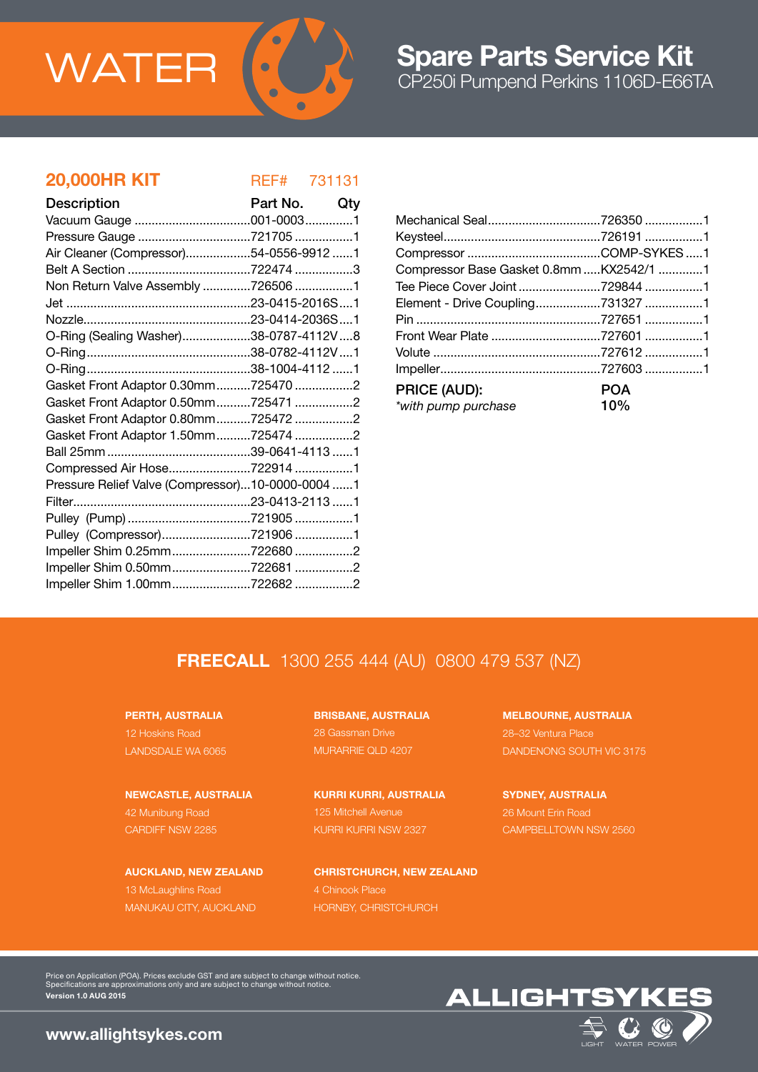# WATER

## Spare Parts Service Kit

CP250i Pumpend Perkins 1106D-E66TA

### 20,000HR KIT REF# 731131

| Description | Part No. | Qty |
|---|---|---|
| Vacuum Gauge | 001-0003 | 1 |
| Pressure Gauge | 721705 | 1 |
| Air Cleaner (Compressor) | 54-0556-9912 | 1 |
| Belt A Section | 722474 | 3 |
| Non Return Valve Assembly | 726506 | 1 |
| Jet | 23-0415-2016S | 1 |
| Nozzle | 23-0414-2036S | 1 |
| O-Ring (Sealing Washer) | 38-0787-4112V | 8 |
| O-Ring | 38-0782-4112V | 1 |
| O-Ring | 38-1004-4112 | 1 |
| Gasket Front Adaptor 0.30mm | 725470 | 2 |
| Gasket Front Adaptor 0.50mm | 725471 | 2 |
| Gasket Front Adaptor 0.80mm | 725472 | 2 |
| Gasket Front Adaptor 1.50mm | 725474 | 2 |
| Ball 25mm | 39-0641-4113 | 1 |
| Compressed Air Hose | 722914 | 1 |
| Pressure Relief Valve (Compressor) | 10-0000-0004 | 1 |
| Filter | 23-0413-2113 | 1 |
| Pulley (Pump) | 721905 | 1 |
| Pulley (Compressor) | 721906 | 1 |
| Impeller Shim 0.25mm | 722680 | 2 |
| Impeller Shim 0.50mm | 722681 | 2 |
| Impeller Shim 1.00mm | 722682 | 2 |
| Mechanical Seal | 726350 | 1 |
| Keysteel | 726191 | 1 |
| Compressor | COMP-SYKES | 1 |
| Compressor Base Gasket 0.8mm | KX2542/1 | 1 |
| Tee Piece Cover Joint | 729844 | 1 |
| Element - Drive Coupling | 731327 | 1 |
| Pin | 727651 | 1 |
| Front Wear Plate | 727601 | 1 |
| Volute | 727612 | 1 |
| Impeller | 727603 | 1 |

**PRICE (AUD):** **POA**

*\*with pump purchase* **10%**

**FREECALL** 1300 255 444 (AU) 0800 479 537 (NZ)

**PERTH, AUSTRALIA**
12 Hoskins Road
LANDSDALE WA 6065

**BRISBANE, AUSTRALIA**
28 Gassman Drive
MURARRIE QLD 4207

**MELBOURNE, AUSTRALIA**
28–32 Ventura Place
DANDENONG SOUTH VIC 3175

**NEWCASTLE, AUSTRALIA**
42 Munibung Road
CARDIFF NSW 2285

**KURRI KURRI, AUSTRALIA**
125 Mitchell Avenue
KURRI KURRI NSW 2327

**SYDNEY, AUSTRALIA**
26 Mount Erin Road
CAMPBELLTOWN NSW 2560

**AUCKLAND, NEW ZEALAND**
13 McLaughlins Road
MANUKAU CITY, AUCKLAND

**CHRISTCHURCH, NEW ZEALAND**
4 Chinook Place
HORNBY, CHRISTCHURCH

Price on Application (POA). Prices exclude GST and are subject to change without notice.
Specifications are approximations only and are subject to change without notice.
**Version 1.0 AUG 2015**

**www.allightsykes.com**

ALLIGHTSYKES

LIGHT WATER POWER